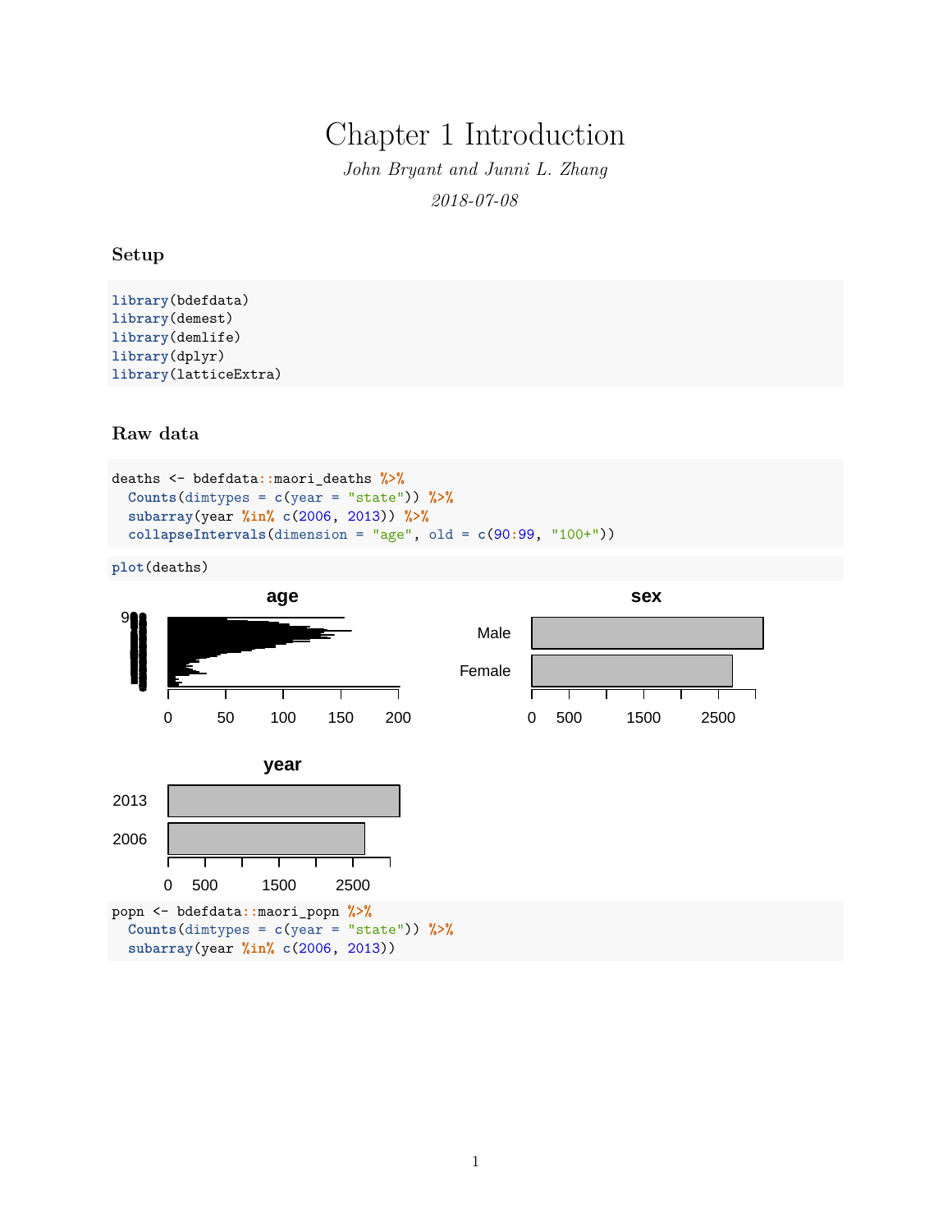# Chapter 1 Introduction

*John Bryant and Junni L. Zhang*

*2018-07-08*

### Setup

```
library(bdefdata)
library(demest)
library(demlife)
library(dplyr)
library(latticeExtra)
```

### Raw data

```
deaths <- bdefdata::maori_deaths %>%
  Counts(dimtypes = c(year = "state")) %>%
  subarray(year %in% c(2006, 2013)) %>%
  collapseIntervals(dimension = "age", old = c(90:99, "100+"))
```

```
plot(deaths)
```

```
popn <- bdefdata::maori_popn %>%
  Counts(dimtypes = c(year = "state")) %>%
  subarray(year %in% c(2006, 2013))
```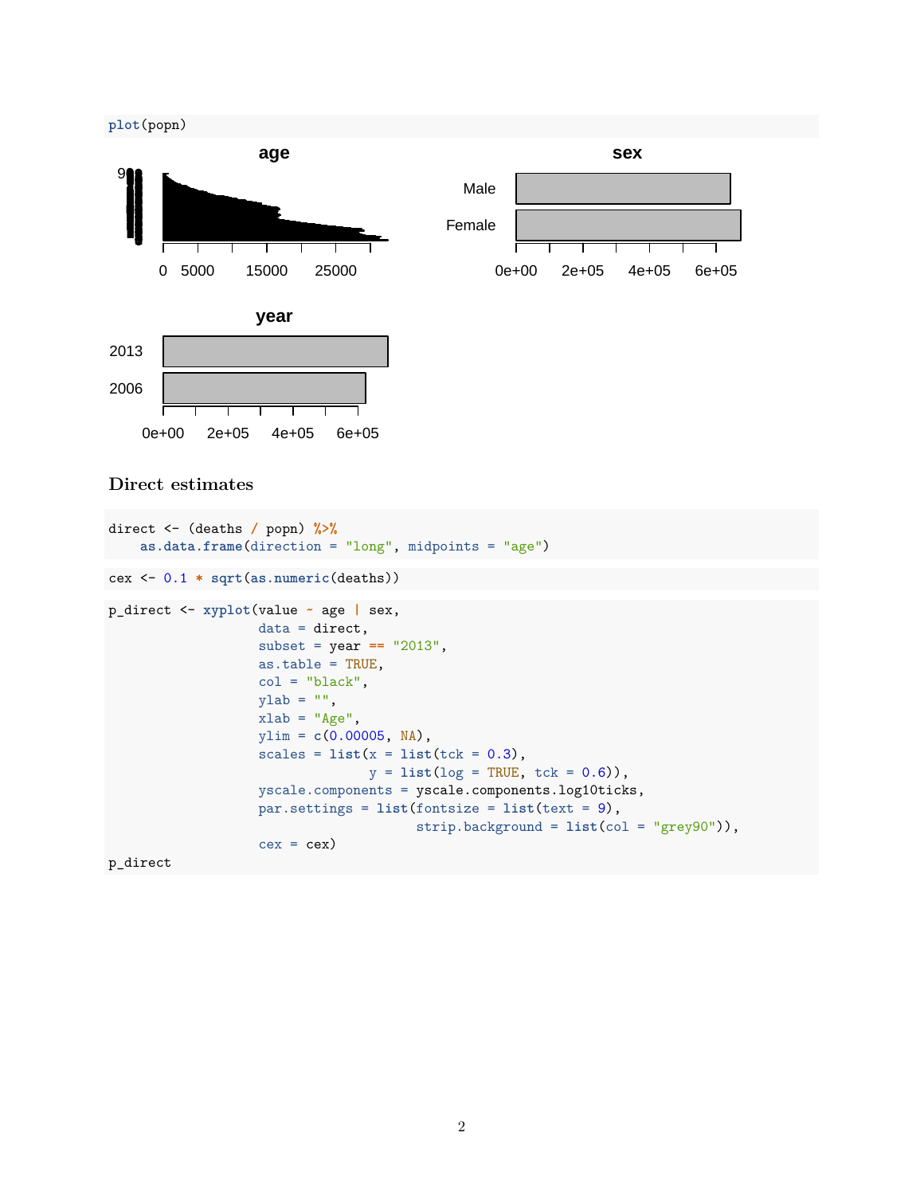```
plot(popn)
```

## Direct estimates

```
direct <- (deaths / popn) %>%
    as.data.frame(direction = "long", midpoints = "age")
```

```
cex <- 0.1 * sqrt(as.numeric(deaths))
```

```
p_direct <- xyplot(value ~ age | sex,
                   data = direct,
                   subset = year == "2013",
                   as.table = TRUE,
                   col = "black",
                   ylab = "",
                   xlab = "Age",
                   ylim = c(0.00005, NA),
                   scales = list(x = list(tck = 0.3),
                                 y = list(log = TRUE, tck = 0.6)),
                   yscale.components = yscale.components.log10ticks,
                   par.settings = list(fontsize = list(text = 9),
                                       strip.background = list(col = "grey90")),
                   cex = cex)
p_direct
```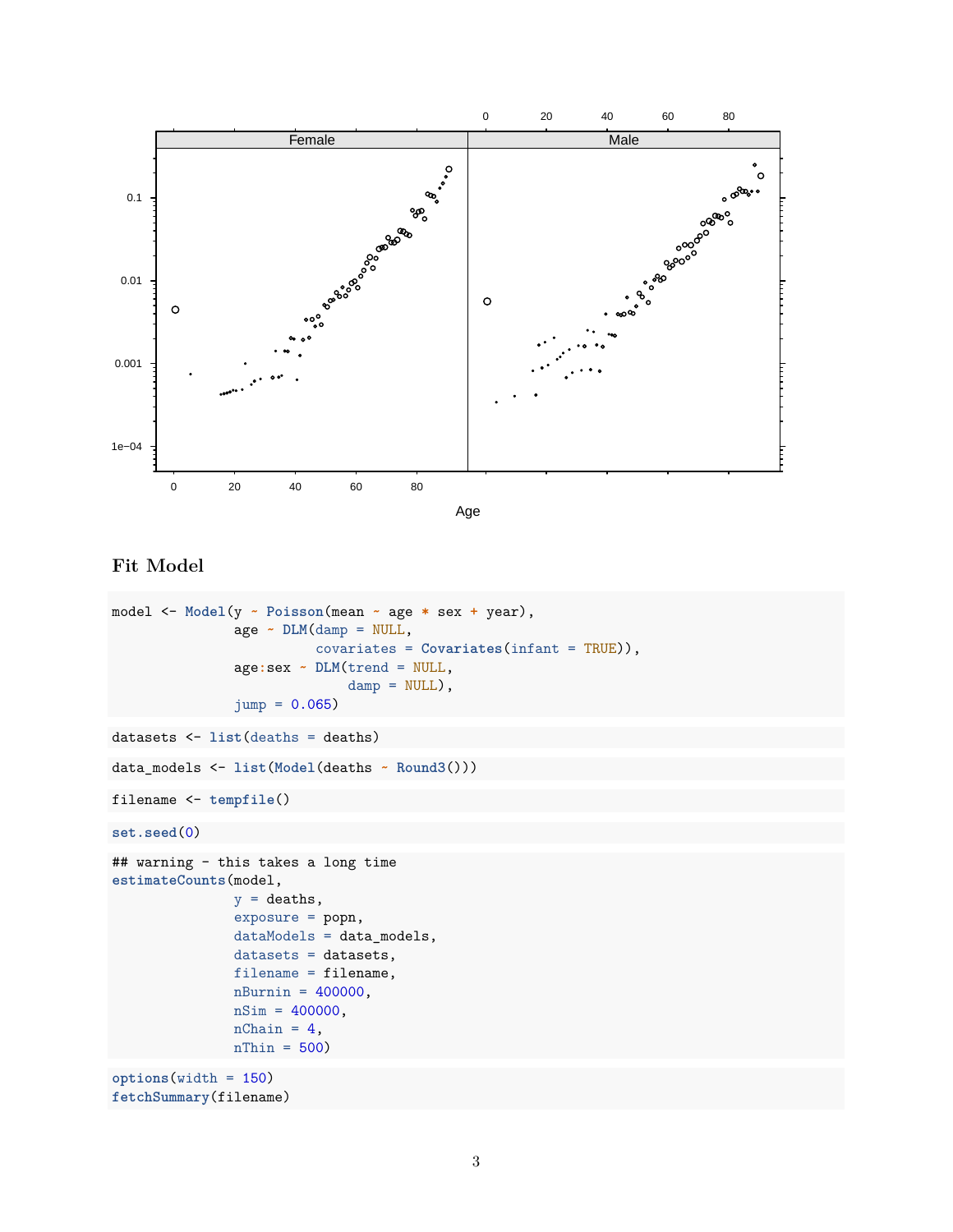## Fit Model

```
model <- Model(y ~ Poisson(mean ~ age * sex + year),
               age ~ DLM(damp = NULL,
                         covariates = Covariates(infant = TRUE)),
               age:sex ~ DLM(trend = NULL,
                             damp = NULL),
               jump = 0.065)
```

```
datasets <- list(deaths = deaths)
```

```
data_models <- list(Model(deaths ~ Round3()))
```

```
filename <- tempfile()
```

```
set.seed(0)
```

```
## warning - this takes a long time
estimateCounts(model,
               y = deaths,
               exposure = popn,
               dataModels = data_models,
               datasets = datasets,
               filename = filename,
               nBurnin = 400000,
               nSim = 400000,
               nChain = 4,
               nThin = 500)
```

```
options(width = 150)
fetchSummary(filename)
```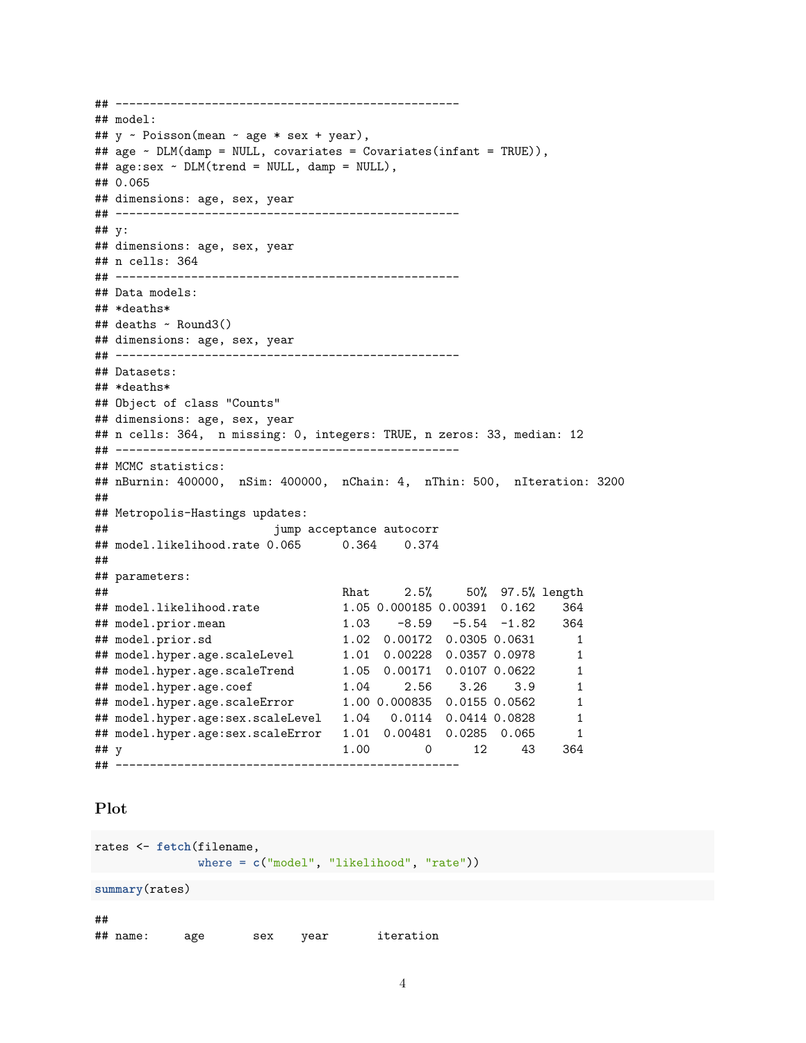```
## --------------------------------------------------
## model:
## y ~ Poisson(mean ~ age * sex + year),
## age ~ DLM(damp = NULL, covariates = Covariates(infant = TRUE)),
## age:sex ~ DLM(trend = NULL, damp = NULL),
## 0.065
## dimensions: age, sex, year
## --------------------------------------------------
## y:
## dimensions: age, sex, year
## n cells: 364
## --------------------------------------------------
## Data models:
## *deaths*
## deaths ~ Round3()
## dimensions: age, sex, year
## --------------------------------------------------
## Datasets:
## *deaths*
## Object of class "Counts"
## dimensions: age, sex, year
## n cells: 364,  n missing: 0, integers: TRUE, n zeros: 33, median: 12
## --------------------------------------------------
## MCMC statistics:
## nBurnin: 400000,  nSim: 400000,  nChain: 4,  nThin: 500,  nIteration: 3200
##
## Metropolis-Hastings updates:
##                       jump acceptance autocorr
## model.likelihood.rate 0.065      0.364    0.374
##
## parameters:
##                                Rhat     2.5%     50%  97.5% length
## model.likelihood.rate          1.05 0.000185 0.00391  0.162    364
## model.prior.mean               1.03    -8.59   -5.54  -1.82    364
## model.prior.sd                 1.02  0.00172  0.0305 0.0631      1
## model.hyper.age.scaleLevel     1.01  0.00228  0.0357 0.0978      1
## model.hyper.age.scaleTrend     1.05  0.00171  0.0107 0.0622      1
## model.hyper.age.coef           1.04     2.56    3.26    3.9      1
## model.hyper.age.scaleError     1.00 0.000835  0.0155 0.0562      1
## model.hyper.age:sex.scaleLevel   1.04   0.0114  0.0414 0.0828      1
## model.hyper.age:sex.scaleError   1.01  0.00481  0.0285  0.065      1
## y                              1.00        0      12     43    364
## --------------------------------------------------
```

## Plot

```r
rates <- fetch(filename,
               where = c("model", "likelihood", "rate"))
```

```r
summary(rates)
```

```
##
## name:     age       sex    year       iteration
```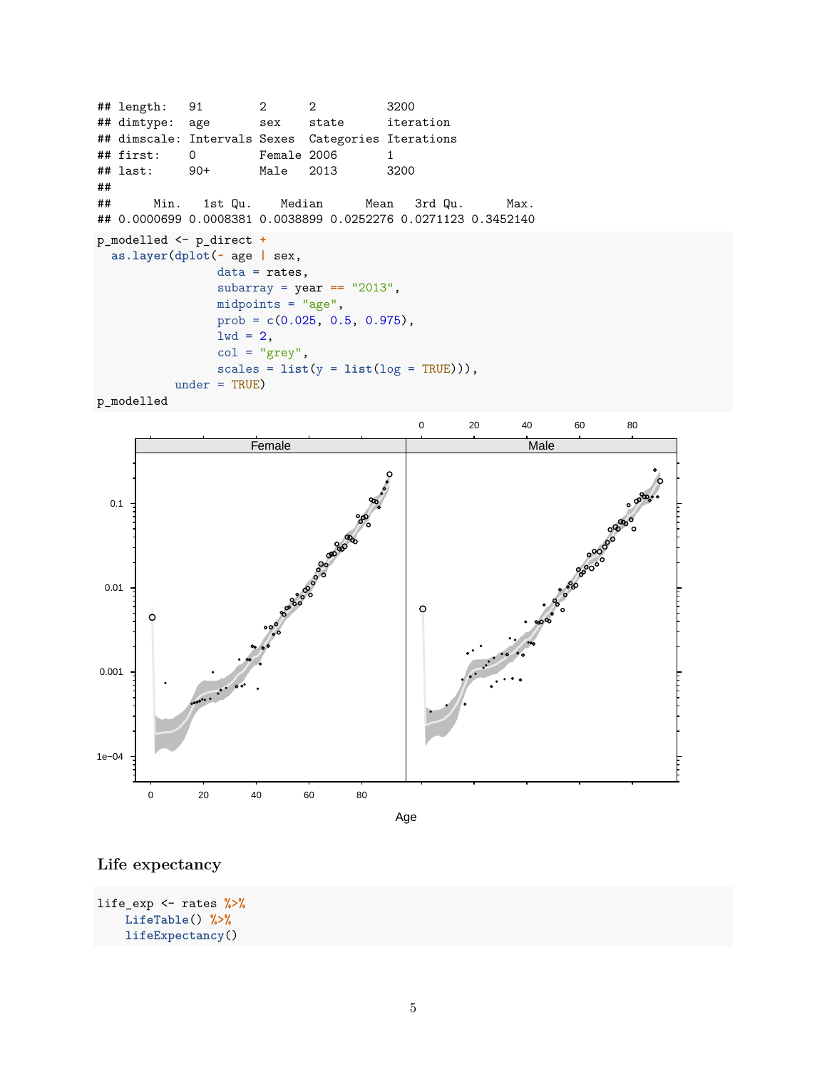```
## length:   91        2      2          3200
## dimtype:  age       sex    state      iteration
## dimscale: Intervals Sexes  Categories Iterations
## first:    0         Female 2006       1
## last:     90+       Male   2013       3200
##
##      Min.   1st Qu.    Median      Mean   3rd Qu.      Max.
## 0.0000699 0.0008381 0.0038899 0.0252276 0.0271123 0.3452140
```

```
p_modelled <- p_direct +
  as.layer(dplot(~ age | sex,
                 data = rates,
                 subarray = year == "2013",
                 midpoints = "age",
                 prob = c(0.025, 0.5, 0.975),
                 lwd = 2,
                 col = "grey",
                 scales = list(y = list(log = TRUE))),
           under = TRUE)
p_modelled
```

## Life expectancy

```
life_exp <- rates %>%
    LifeTable() %>%
    lifeExpectancy()
```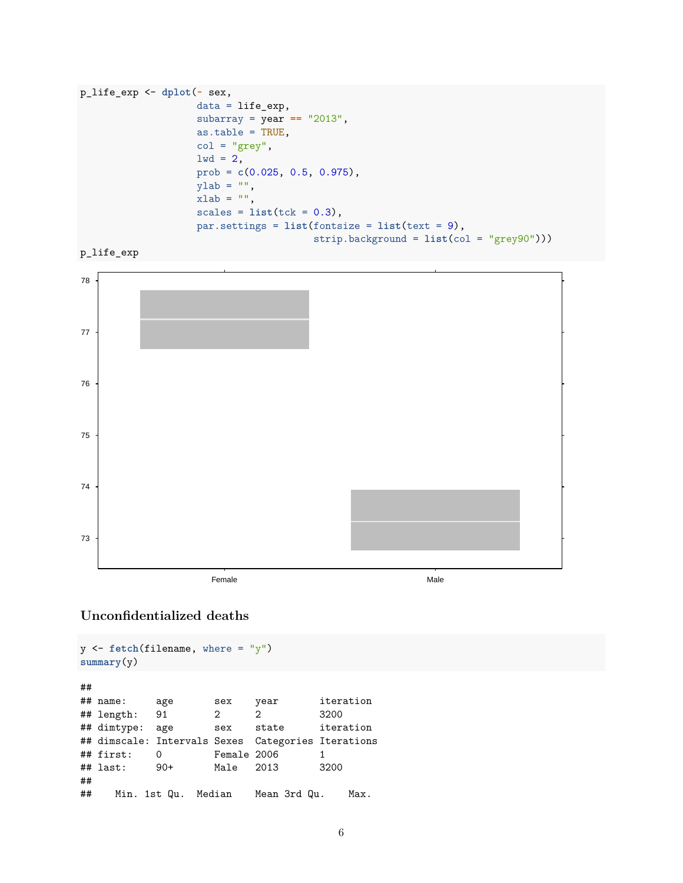```r
p_life_exp <- dplot(~ sex,
                    data = life_exp,
                    subarray = year == "2013",
                    as.table = TRUE,
                    col = "grey",
                    lwd = 2,
                    prob = c(0.025, 0.5, 0.975),
                    ylab = "",
                    xlab = "",
                    scales = list(tck = 0.3),
                    par.settings = list(fontsize = list(text = 9),
                                        strip.background = list(col = "grey90")))
p_life_exp
```

### Unconfidentialized deaths

```r
y <- fetch(filename, where = "y")
summary(y)
```

```
##
## name:      age       sex    year       iteration
## length:    91        2      2          3200
## dimtype:   age       sex    state      iteration
## dimscale:  Intervals Sexes  Categories Iterations
## first:     0         Female 2006       1
## last:      90+       Male   2013       3200
##
##    Min. 1st Qu.  Median    Mean 3rd Qu.    Max.
```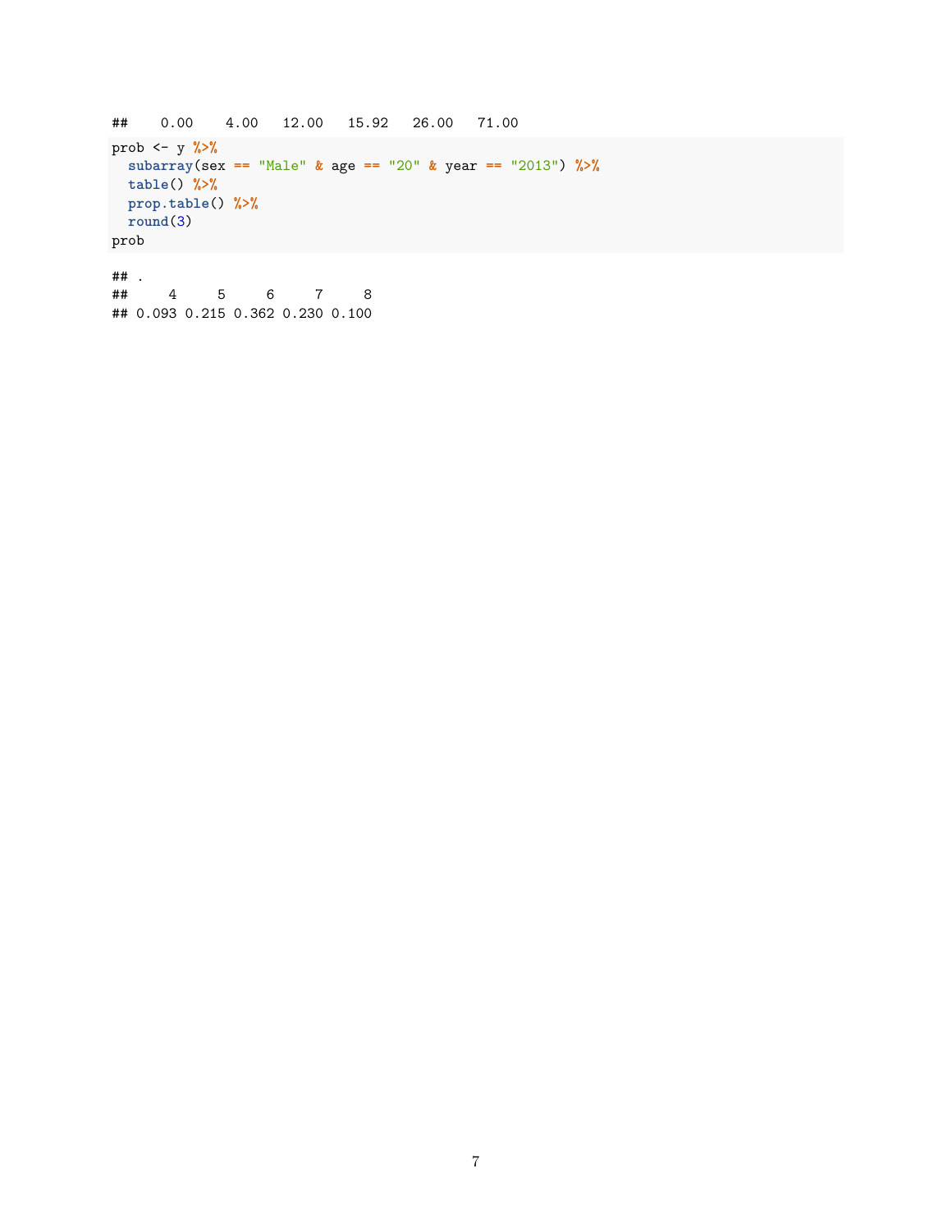```
##    0.00    4.00   12.00   15.92   26.00   71.00
```

```
prob <- y %>%
  subarray(sex == "Male" & age == "20" & year == "2013") %>%
  table() %>%
  prop.table() %>%
  round(3)
prob
```

```
## .
##     4     5     6     7     8
## 0.093 0.215 0.362 0.230 0.100
```